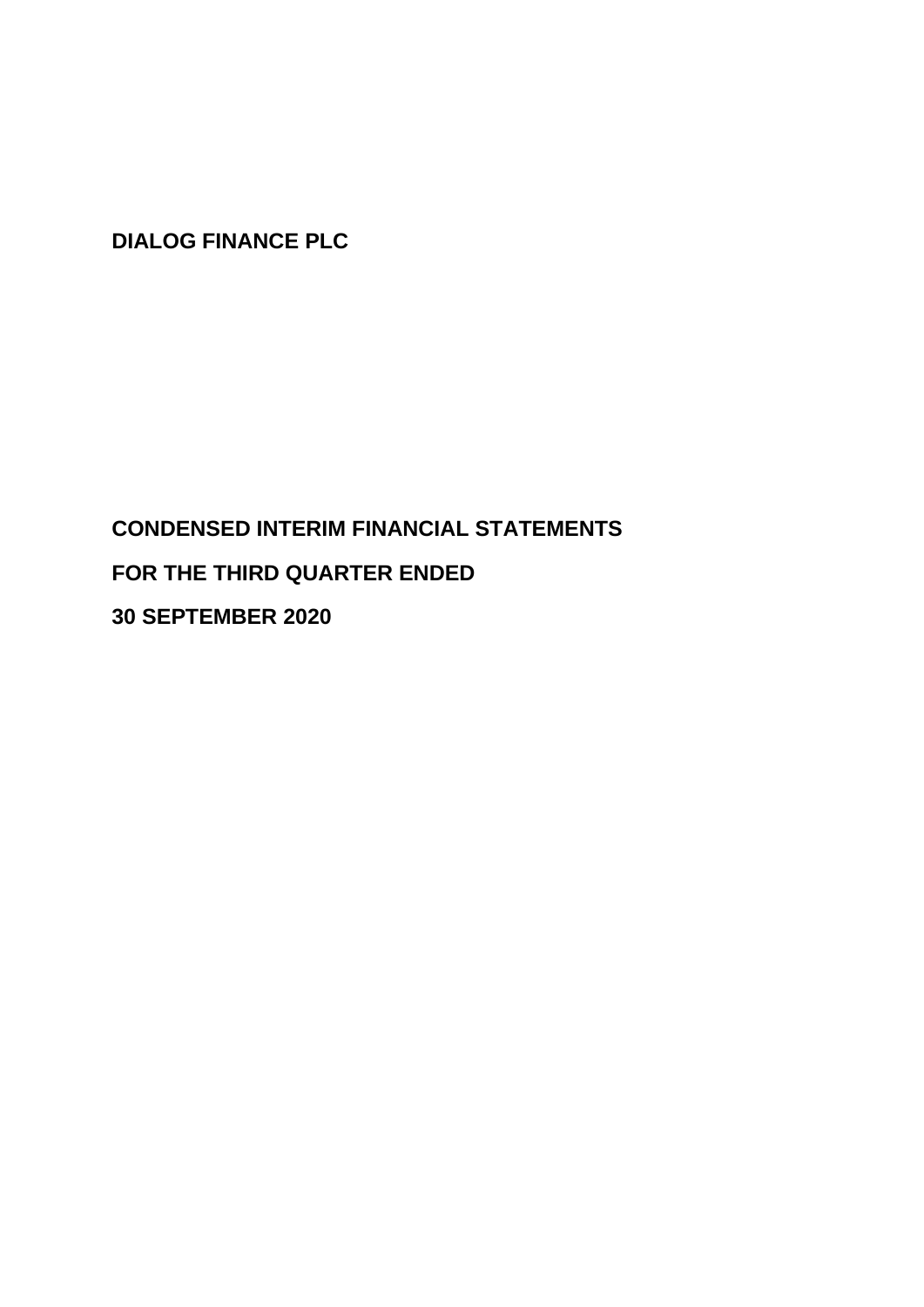**DIALOG FINANCE PLC**

**CONDENSED INTERIM FINANCIAL STATEMENTS**

**FOR THE THIRD QUARTER ENDED**

**30 SEPTEMBER 2020**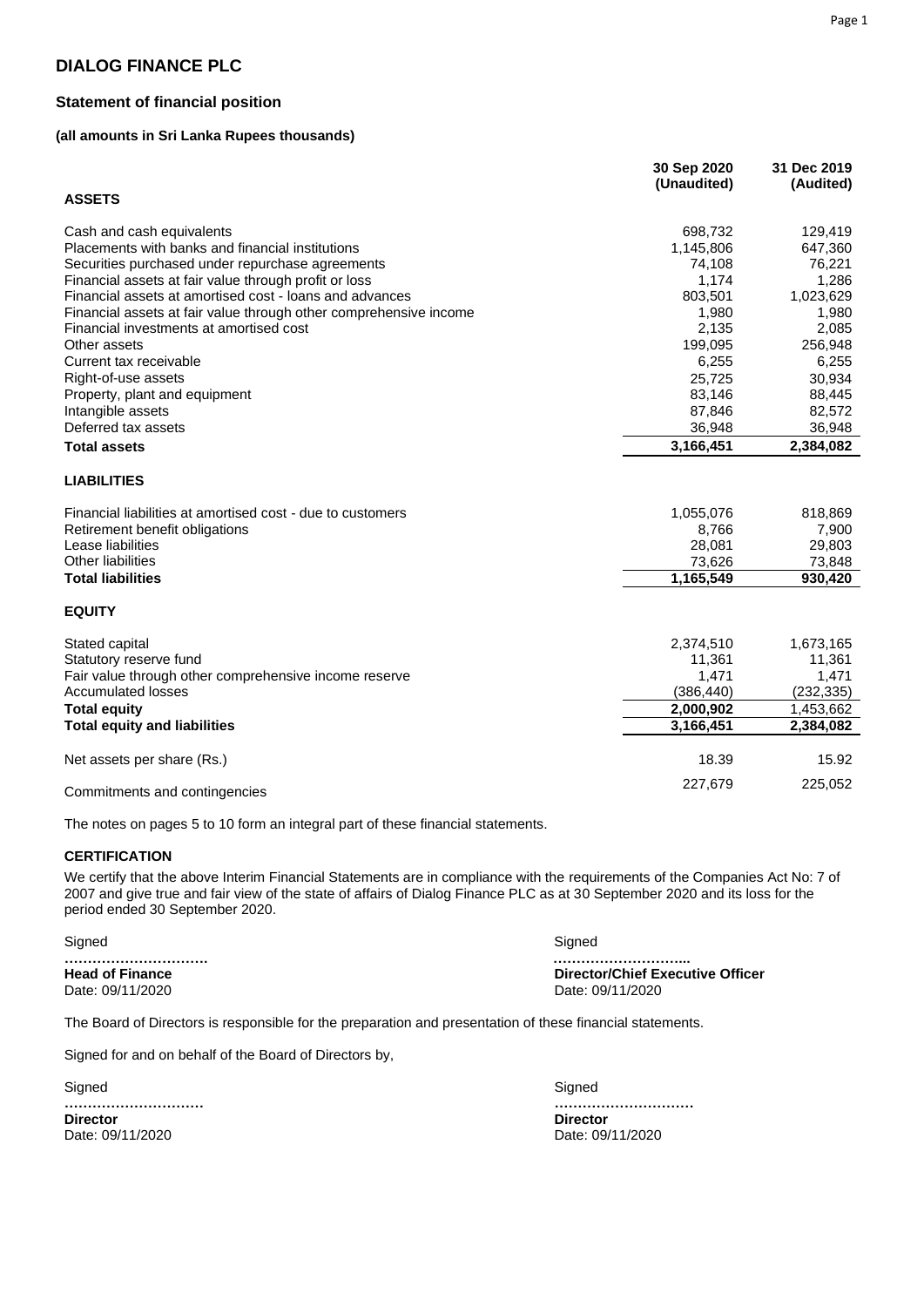# DIALOG FINANCE PLC

## Statement of financial position

**(all amounts in Sri Lanka Rupees thousands)**

| | 30 Sep 2020 (Unaudited) | 31 Dec 2019 (Audited) |
|---|---|---|
| **ASSETS** | | |
| Cash and cash equivalents | 698,732 | 129,419 |
| Placements with banks and financial institutions | 1,145,806 | 647,360 |
| Securities purchased under repurchase agreements | 74,108 | 76,221 |
| Financial assets at fair value through profit or loss | 1,174 | 1,286 |
| Financial assets at amortised cost - loans and advances | 803,501 | 1,023,629 |
| Financial assets at fair value through other comprehensive income | 1,980 | 1,980 |
| Financial investments at amortised cost | 2,135 | 2,085 |
| Other assets | 199,095 | 256,948 |
| Current tax receivable | 6,255 | 6,255 |
| Right-of-use assets | 25,725 | 30,934 |
| Property, plant and equipment | 83,146 | 88,445 |
| Intangible assets | 87,846 | 82,572 |
| Deferred tax assets | 36,948 | 36,948 |
| **Total assets** | **3,166,451** | **2,384,082** |
| **LIABILITIES** | | |
| Financial liabilities at amortised cost - due to customers | 1,055,076 | 818,869 |
| Retirement benefit obligations | 8,766 | 7,900 |
| Lease liabilities | 28,081 | 29,803 |
| Other liabilities | 73,626 | 73,848 |
| **Total liabilities** | **1,165,549** | **930,420** |
| **EQUITY** | | |
| Stated capital | 2,374,510 | 1,673,165 |
| Statutory reserve fund | 11,361 | 11,361 |
| Fair value through other comprehensive income reserve | 1,471 | 1,471 |
| Accumulated losses | (386,440) | (232,335) |
| **Total equity** | **2,000,902** | **1,453,662** |
| **Total equity and liabilities** | **3,166,451** | **2,384,082** |
| Net assets per share (Rs.) | 18.39 | 15.92 |
| Commitments and contingencies | 227,679 | 225,052 |

The notes on pages 5 to 10 form an integral part of these financial statements.

**CERTIFICATION**

We certify that the above Interim Financial Statements are in compliance with the requirements of the Companies Act No: 7 of 2007 and give true and fair view of the state of affairs of Dialog Finance PLC as at 30 September 2020 and its loss for the period ended 30 September 2020.

Signed
**…………………………**
**Head of Finance**
Date: 09/11/2020

Signed
**………………………...**
**Director/Chief Executive Officer**
Date: 09/11/2020

The Board of Directors is responsible for the preparation and presentation of these financial statements.

Signed for and on behalf of the Board of Directors by,

Signed
**…………………………**
**Director**
Date: 09/11/2020

Signed
**…………………………**
**Director**
Date: 09/11/2020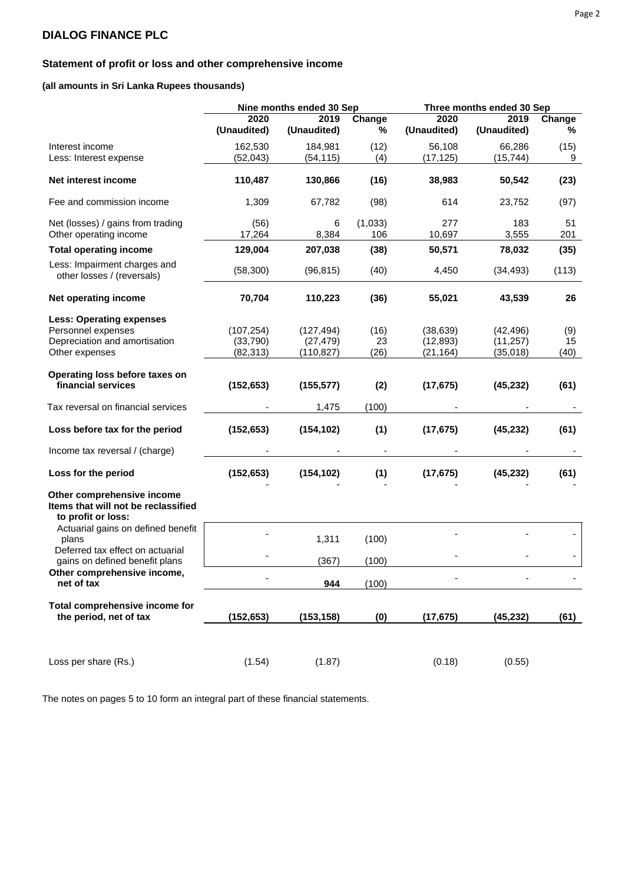# DIALOG FINANCE PLC

## Statement of profit or loss and other comprehensive income

**(all amounts in Sri Lanka Rupees thousands)**

| | Nine months ended 30 Sep | | | Three months ended 30 Sep | | |
|---|---|---|---|---|---|---|
| | 2020 (Unaudited) | 2019 (Unaudited) | Change % | 2020 (Unaudited) | 2019 (Unaudited) | Change % |
| Interest income | 162,530 | 184,981 | (12) | 56,108 | 66,286 | (15) |
| Less: Interest expense | (52,043) | (54,115) | (4) | (17,125) | (15,744) | 9 |
| **Net interest income** | **110,487** | **130,866** | **(16)** | **38,983** | **50,542** | **(23)** |
| Fee and commission income | 1,309 | 67,782 | (98) | 614 | 23,752 | (97) |
| Net (losses) / gains from trading | (56) | 6 | (1,033) | 277 | 183 | 51 |
| Other operating income | 17,264 | 8,384 | 106 | 10,697 | 3,555 | 201 |
| **Total operating income** | **129,004** | **207,038** | **(38)** | **50,571** | **78,032** | **(35)** |
| Less: Impairment charges and other losses / (reversals) | (58,300) | (96,815) | (40) | 4,450 | (34,493) | (113) |
| **Net operating income** | **70,704** | **110,223** | **(36)** | **55,021** | **43,539** | **26** |
| **Less: Operating expenses** | | | | | | |
| Personnel expenses | (107,254) | (127,494) | (16) | (38,639) | (42,496) | (9) |
| Depreciation and amortisation | (33,790) | (27,479) | 23 | (12,893) | (11,257) | 15 |
| Other expenses | (82,313) | (110,827) | (26) | (21,164) | (35,018) | (40) |
| **Operating loss before taxes on financial services** | **(152,653)** | **(155,577)** | **(2)** | **(17,675)** | **(45,232)** | **(61)** |
| Tax reversal on financial services | - | 1,475 | (100) | - | - | - |
| **Loss before tax for the period** | **(152,653)** | **(154,102)** | **(1)** | **(17,675)** | **(45,232)** | **(61)** |
| Income tax reversal / (charge) | - | - | - | - | - | - |
| **Loss for the period** | **(152,653)** | **(154,102)** | **(1)** | **(17,675)** | **(45,232)** | **(61)** |
| **Other comprehensive income** | | | | | | |
| **Items that will not be reclassified to profit or loss:** | | | | | | |
| Actuarial gains on defined benefit plans | - | 1,311 | (100) | - | - | - |
| Deferred tax effect on actuarial gains on defined benefit plans | - | (367) | (100) | - | - | - |
| **Other comprehensive income, net of tax** | - | **944** | (100) | - | - | - |
| **Total comprehensive income for the period, net of tax** | **(152,653)** | **(153,158)** | **(0)** | **(17,675)** | **(45,232)** | **(61)** |
| Loss per share (Rs.) | (1.54) | (1.87) | | (0.18) | (0.55) | |

The notes on pages 5 to 10 form an integral part of these financial statements.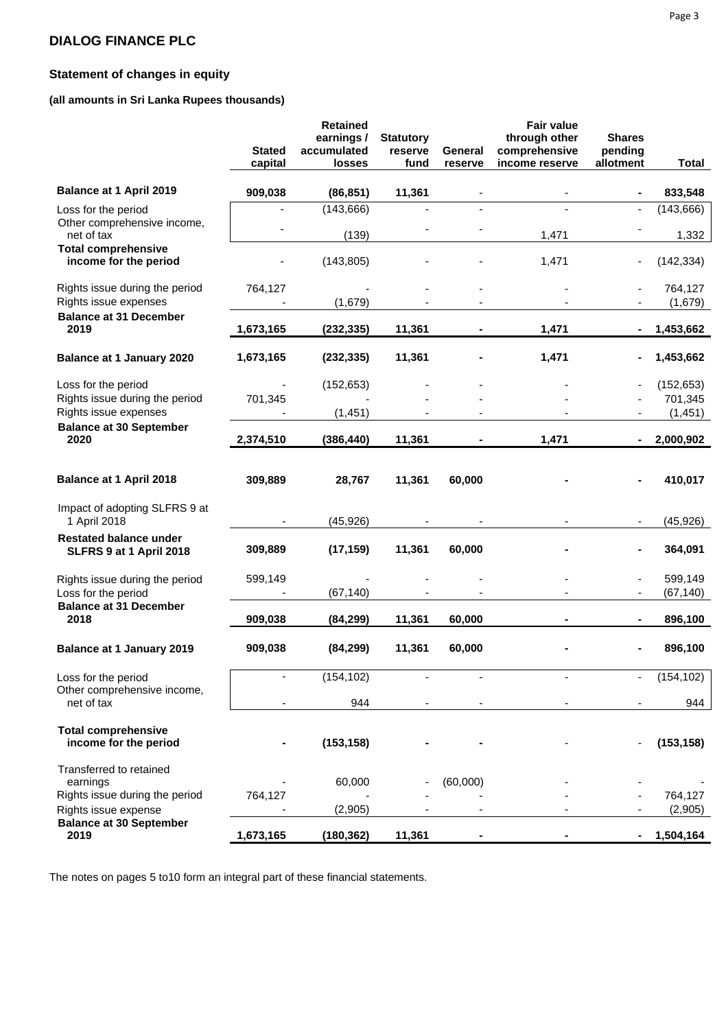## DIALOG FINANCE PLC

### Statement of changes in equity

**(all amounts in Sri Lanka Rupees thousands)**

| | Stated capital | Retained earnings / accumulated losses | Statutory reserve fund | General reserve | Fair value through other comprehensive income reserve | Shares pending allotment | Total |
|---|---|---|---|---|---|---|---|
| **Balance at 1 April 2019** | **909,038** | **(86,851)** | **11,361** | - | - | **-** | **833,548** |
| Loss for the period | - | (143,666) | - | - | - | - | (143,666) |
| Other comprehensive income, net of tax | - | (139) | - | - | 1,471 | - | 1,332 |
| **Total comprehensive income for the period** | - | (143,805) | - | - | 1,471 | - | (142,334) |
| Rights issue during the period | 764,127 | - | - | - | - | - | 764,127 |
| Rights issue expenses | - | (1,679) | - | - | - | - | (1,679) |
| **Balance at 31 December 2019** | **1,673,165** | **(232,335)** | **11,361** | **-** | **1,471** | **-** | **1,453,662** |
| **Balance at 1 January 2020** | **1,673,165** | **(232,335)** | **11,361** | **-** | **1,471** | **-** | **1,453,662** |
| Loss for the period | - | (152,653) | - | - | - | - | (152,653) |
| Rights issue during the period | 701,345 | - | - | - | - | - | 701,345 |
| Rights issue expenses | - | (1,451) | - | - | - | - | (1,451) |
| **Balance at 30 September 2020** | **2,374,510** | **(386,440)** | **11,361** | **-** | **1,471** | **-** | **2,000,902** |
| **Balance at 1 April 2018** | **309,889** | **28,767** | **11,361** | **60,000** | **-** | **-** | **410,017** |
| Impact of adopting SLFRS 9 at 1 April 2018 | - | (45,926) | - | - | - | - | (45,926) |
| **Restated balance under SLFRS 9 at 1 April 2018** | **309,889** | **(17,159)** | **11,361** | **60,000** | **-** | **-** | **364,091** |
| Rights issue during the period | 599,149 | - | - | - | - | - | 599,149 |
| Loss for the period | - | (67,140) | - | - | - | - | (67,140) |
| **Balance at 31 December 2018** | **909,038** | **(84,299)** | **11,361** | **60,000** | **-** | **-** | **896,100** |
| **Balance at 1 January 2019** | **909,038** | **(84,299)** | **11,361** | **60,000** | **-** | **-** | **896,100** |
| Loss for the period | - | (154,102) | - | - | - | - | (154,102) |
| Other comprehensive income, net of tax | - | 944 | - | - | - | - | 944 |
| **Total comprehensive income for the period** | **-** | **(153,158)** | **-** | **-** | - | - | **(153,158)** |
| Transferred to retained earnings | - | 60,000 | - | (60,000) | - | - | - |
| Rights issue during the period | 764,127 | - | - | - | - | - | 764,127 |
| Rights issue expense | - | (2,905) | - | - | - | - | (2,905) |
| **Balance at 30 September 2019** | **1,673,165** | **(180,362)** | **11,361** | **-** | **-** | **-** | **1,504,164** |

The notes on pages 5 to10 form an integral part of these financial statements.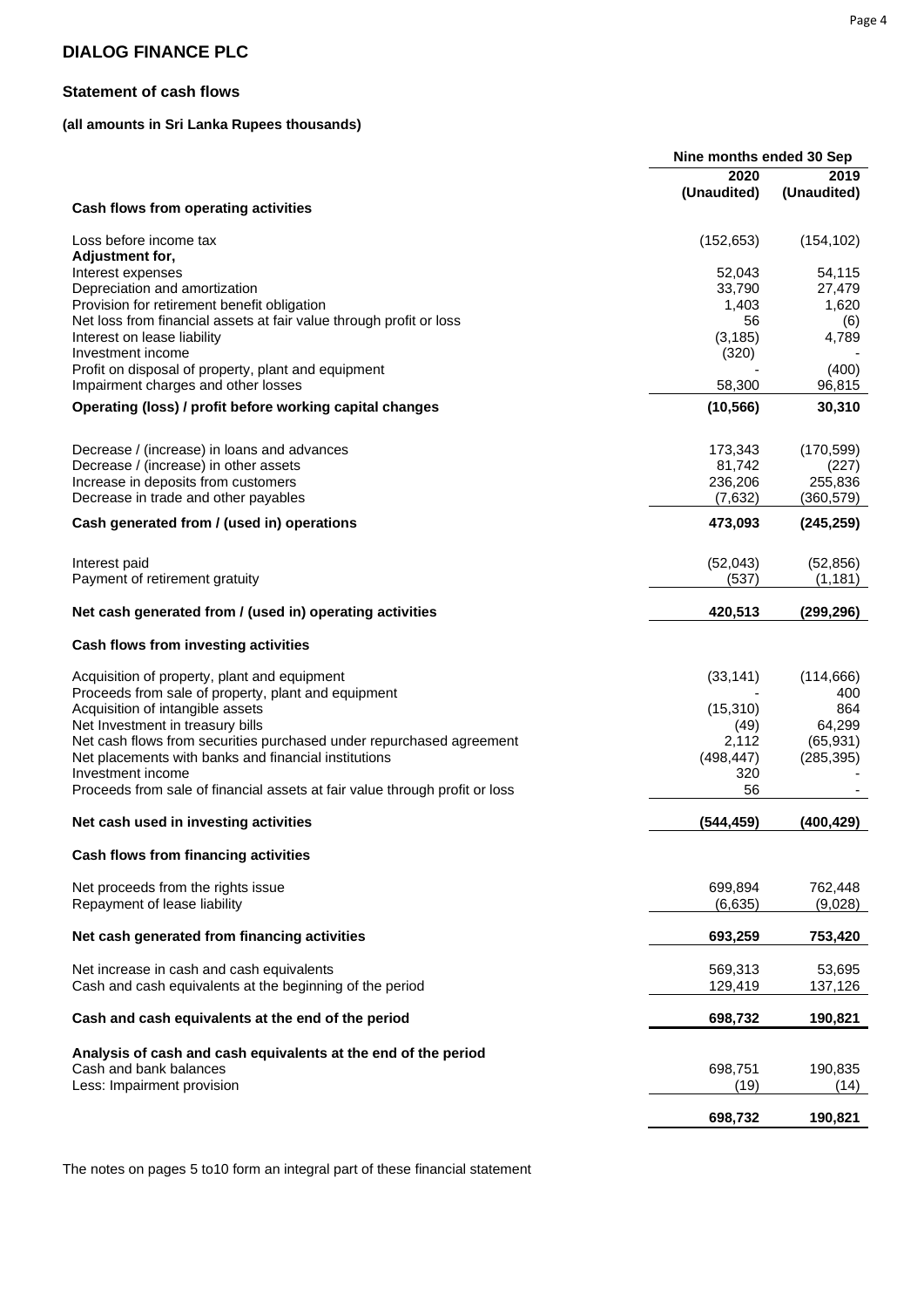# DIALOG FINANCE PLC

## Statement of cash flows

**(all amounts in Sri Lanka Rupees thousands)**

| | Nine months ended 30 Sep | |
|---|---|---|
| | **2020 (Unaudited)** | **2019 (Unaudited)** |
| **Cash flows from operating activities** | | |
| Loss before income tax | (152,653) | (154,102) |
| **Adjustment for,** | | |
| Interest expenses | 52,043 | 54,115 |
| Depreciation and amortization | 33,790 | 27,479 |
| Provision for retirement benefit obligation | 1,403 | 1,620 |
| Net loss from financial assets at fair value through profit or loss | 56 | (6) |
| Interest on lease liability | (3,185) | 4,789 |
| Investment income | (320) | - |
| Profit on disposal of property, plant and equipment | - | (400) |
| Impairment charges and other losses | 58,300 | 96,815 |
| **Operating (loss) / profit before working capital changes** | **(10,566)** | **30,310** |
| Decrease / (increase) in loans and advances | 173,343 | (170,599) |
| Decrease / (increase) in other assets | 81,742 | (227) |
| Increase in deposits from customers | 236,206 | 255,836 |
| Decrease in trade and other payables | (7,632) | (360,579) |
| **Cash generated from / (used in) operations** | **473,093** | **(245,259)** |
| Interest paid | (52,043) | (52,856) |
| Payment of retirement gratuity | (537) | (1,181) |
| **Net cash generated from / (used in) operating activities** | **420,513** | **(299,296)** |
| **Cash flows from investing activities** | | |
| Acquisition of property, plant and equipment | (33,141) | (114,666) |
| Proceeds from sale of property, plant and equipment | - | 400 |
| Acquisition of intangible assets | (15,310) | 864 |
| Net Investment in treasury bills | (49) | 64,299 |
| Net cash flows from securities purchased under repurchased agreement | 2,112 | (65,931) |
| Net placements with banks and financial institutions | (498,447) | (285,395) |
| Investment income | 320 | - |
| Proceeds from sale of financial assets at fair value through profit or loss | 56 | - |
| **Net cash used in investing activities** | **(544,459)** | **(400,429)** |
| **Cash flows from financing activities** | | |
| Net proceeds from the rights issue | 699,894 | 762,448 |
| Repayment of lease liability | (6,635) | (9,028) |
| **Net cash generated from financing activities** | **693,259** | **753,420** |
| Net increase in cash and cash equivalents | 569,313 | 53,695 |
| Cash and cash equivalents at the beginning of the period | 129,419 | 137,126 |
| **Cash and cash equivalents at the end of the period** | **698,732** | **190,821** |
| **Analysis of cash and cash equivalents at the end of the period** | | |
| Cash and bank balances | 698,751 | 190,835 |
| Less: Impairment provision | (19) | (14) |
| | **698,732** | **190,821** |

The notes on pages 5 to10 form an integral part of these financial statement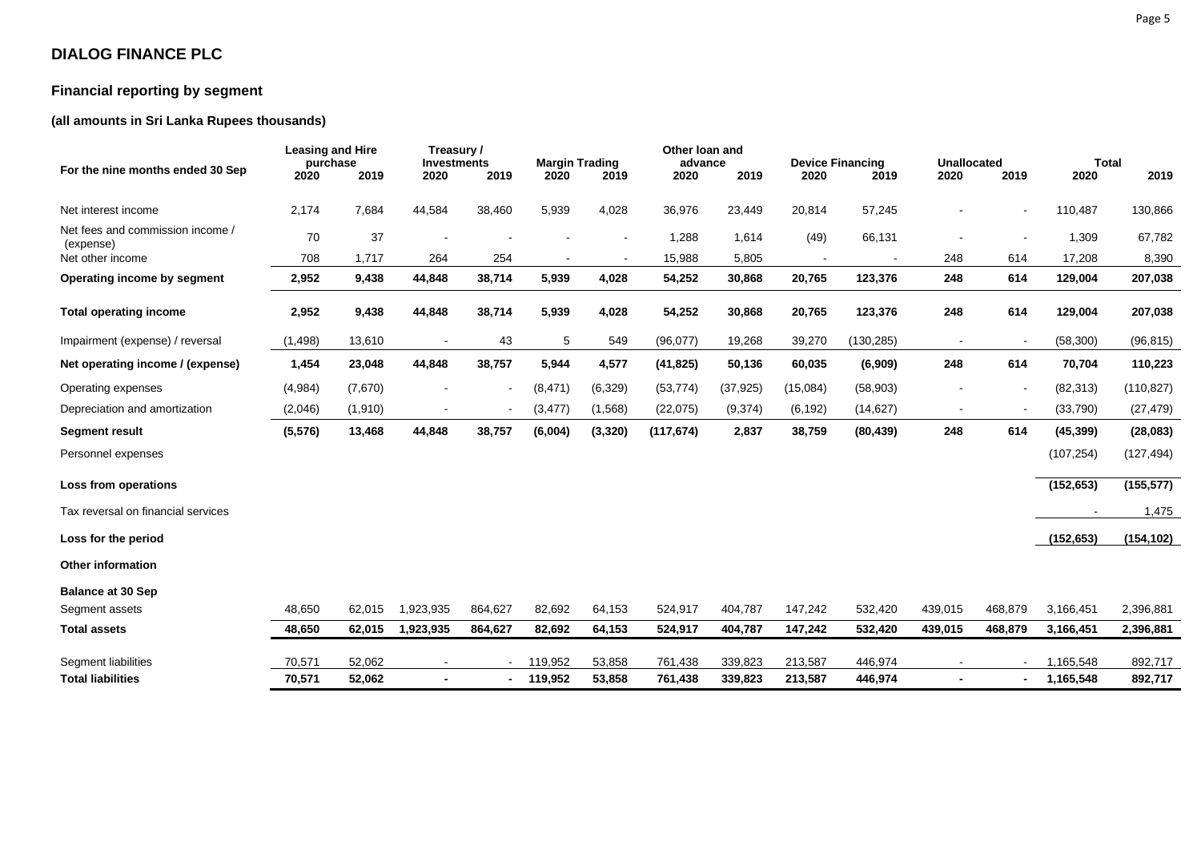# DIALOG FINANCE PLC

## Financial reporting by segment

**(all amounts in Sri Lanka Rupees thousands)**

| For the nine months ended 30 Sep | Leasing and Hire purchase | | Treasury / Investments | | Margin Trading | | Other loan and advance | | Device Financing | | Unallocated | | Total | |
|---|---|---|---|---|---|---|---|---|---|---|---|---|---|---|
| | 2020 | 2019 | 2020 | 2019 | 2020 | 2019 | 2020 | 2019 | 2020 | 2019 | 2020 | 2019 | 2020 | 2019 |
| Net interest income | 2,174 | 7,684 | 44,584 | 38,460 | 5,939 | 4,028 | 36,976 | 23,449 | 20,814 | 57,245 | - | - | 110,487 | 130,866 |
| Net fees and commission income / (expense) | 70 | 37 | - | - | - | - | 1,288 | 1,614 | (49) | 66,131 | - | - | 1,309 | 67,782 |
| Net other income | 708 | 1,717 | 264 | 254 | - | - | 15,988 | 5,805 | - | - | 248 | 614 | 17,208 | 8,390 |
| **Operating income by segment** | **2,952** | **9,438** | **44,848** | **38,714** | **5,939** | **4,028** | **54,252** | **30,868** | **20,765** | **123,376** | **248** | **614** | **129,004** | **207,038** |
| **Total operating income** | **2,952** | **9,438** | **44,848** | **38,714** | **5,939** | **4,028** | **54,252** | **30,868** | **20,765** | **123,376** | **248** | **614** | **129,004** | **207,038** |
| Impairment (expense) / reversal | (1,498) | 13,610 | - | 43 | 5 | 549 | (96,077) | 19,268 | 39,270 | (130,285) | - | - | (58,300) | (96,815) |
| **Net operating income / (expense)** | **1,454** | **23,048** | **44,848** | **38,757** | **5,944** | **4,577** | **(41,825)** | **50,136** | **60,035** | **(6,909)** | **248** | **614** | **70,704** | **110,223** |
| Operating expenses | (4,984) | (7,670) | - | - | (8,471) | (6,329) | (53,774) | (37,925) | (15,084) | (58,903) | - | - | (82,313) | (110,827) |
| Depreciation and amortization | (2,046) | (1,910) | - | - | (3,477) | (1,568) | (22,075) | (9,374) | (6,192) | (14,627) | - | - | (33,790) | (27,479) |
| **Segment result** | **(5,576)** | **13,468** | **44,848** | **38,757** | **(6,004)** | **(3,320)** | **(117,674)** | **2,837** | **38,759** | **(80,439)** | **248** | **614** | **(45,399)** | **(28,083)** |
| Personnel expenses | | | | | | | | | | | | | (107,254) | (127,494) |
| **Loss from operations** | | | | | | | | | | | | | **(152,653)** | **(155,577)** |
| Tax reversal on financial services | | | | | | | | | | | | | - | 1,475 |
| **Loss for the period** | | | | | | | | | | | | | **(152,653)** | **(154,102)** |
| **Other information** | | | | | | | | | | | | | | |
| **Balance at 30 Sep** | | | | | | | | | | | | | | |
| Segment assets | 48,650 | 62,015 | 1,923,935 | 864,627 | 82,692 | 64,153 | 524,917 | 404,787 | 147,242 | 532,420 | 439,015 | 468,879 | 3,166,451 | 2,396,881 |
| **Total assets** | **48,650** | **62,015** | **1,923,935** | **864,627** | **82,692** | **64,153** | **524,917** | **404,787** | **147,242** | **532,420** | **439,015** | **468,879** | **3,166,451** | **2,396,881** |
| Segment liabilities | 70,571 | 52,062 | - | - | 119,952 | 53,858 | 761,438 | 339,823 | 213,587 | 446,974 | - | - | 1,165,548 | 892,717 |
| **Total liabilities** | **70,571** | **52,062** | **-** | **-** | **119,952** | **53,858** | **761,438** | **339,823** | **213,587** | **446,974** | **-** | **-** | **1,165,548** | **892,717** |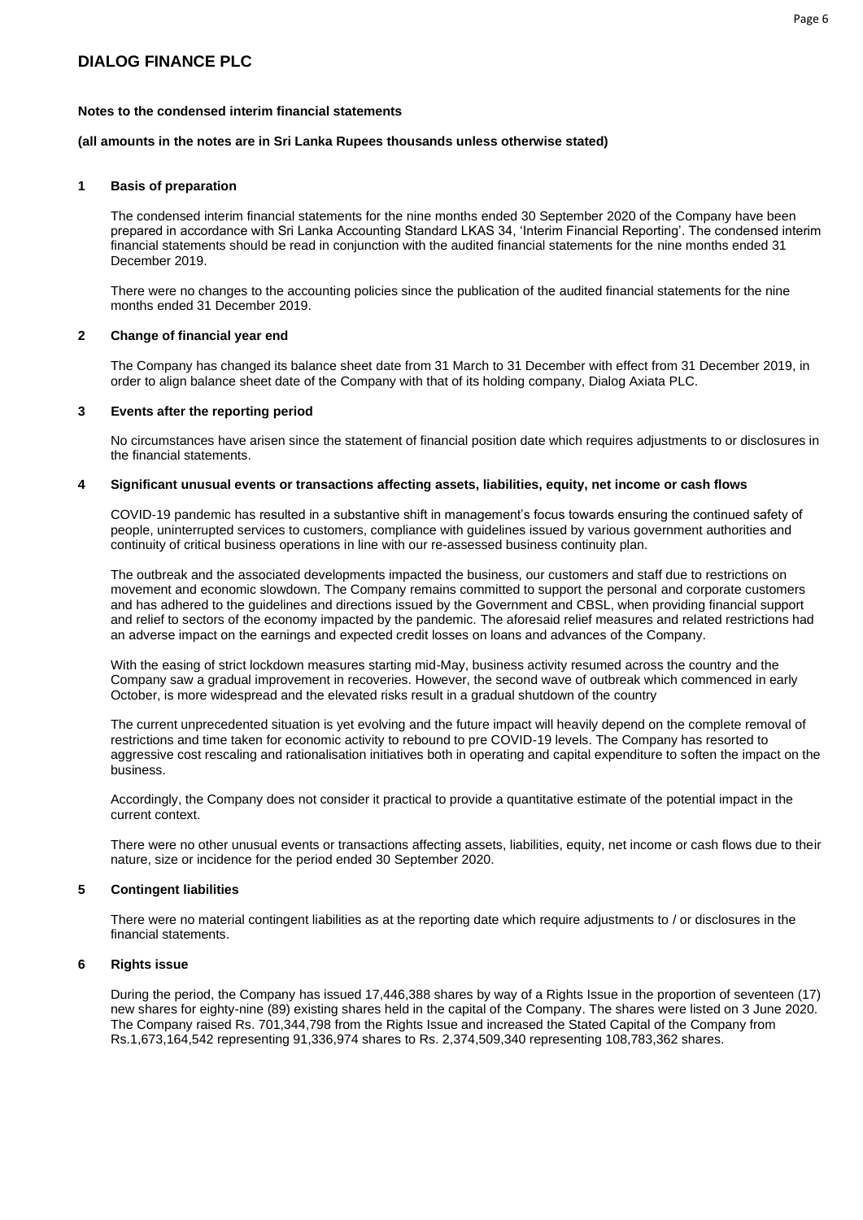# DIALOG FINANCE PLC

**Notes to the condensed interim financial statements**

**(all amounts in the notes are in Sri Lanka Rupees thousands unless otherwise stated)**

## 1 Basis of preparation

The condensed interim financial statements for the nine months ended 30 September 2020 of the Company have been prepared in accordance with Sri Lanka Accounting Standard LKAS 34, 'Interim Financial Reporting'. The condensed interim financial statements should be read in conjunction with the audited financial statements for the nine months ended 31 December 2019.

There were no changes to the accounting policies since the publication of the audited financial statements for the nine months ended 31 December 2019.

## 2 Change of financial year end

The Company has changed its balance sheet date from 31 March to 31 December with effect from 31 December 2019, in order to align balance sheet date of the Company with that of its holding company, Dialog Axiata PLC.

## 3 Events after the reporting period

No circumstances have arisen since the statement of financial position date which requires adjustments to or disclosures in the financial statements.

## 4 Significant unusual events or transactions affecting assets, liabilities, equity, net income or cash flows

COVID-19 pandemic has resulted in a substantive shift in management's focus towards ensuring the continued safety of people, uninterrupted services to customers, compliance with guidelines issued by various government authorities and continuity of critical business operations in line with our re-assessed business continuity plan.

The outbreak and the associated developments impacted the business, our customers and staff due to restrictions on movement and economic slowdown. The Company remains committed to support the personal and corporate customers and has adhered to the guidelines and directions issued by the Government and CBSL, when providing financial support and relief to sectors of the economy impacted by the pandemic. The aforesaid relief measures and related restrictions had an adverse impact on the earnings and expected credit losses on loans and advances of the Company.

With the easing of strict lockdown measures starting mid-May, business activity resumed across the country and the Company saw a gradual improvement in recoveries. However, the second wave of outbreak which commenced in early October, is more widespread and the elevated risks result in a gradual shutdown of the country

The current unprecedented situation is yet evolving and the future impact will heavily depend on the complete removal of restrictions and time taken for economic activity to rebound to pre COVID-19 levels. The Company has resorted to aggressive cost rescaling and rationalisation initiatives both in operating and capital expenditure to soften the impact on the business.

Accordingly, the Company does not consider it practical to provide a quantitative estimate of the potential impact in the current context.

There were no other unusual events or transactions affecting assets, liabilities, equity, net income or cash flows due to their nature, size or incidence for the period ended 30 September 2020.

## 5 Contingent liabilities

There were no material contingent liabilities as at the reporting date which require adjustments to / or disclosures in the financial statements.

## 6 Rights issue

During the period, the Company has issued 17,446,388 shares by way of a Rights Issue in the proportion of seventeen (17) new shares for eighty-nine (89) existing shares held in the capital of the Company. The shares were listed on 3 June 2020. The Company raised Rs. 701,344,798 from the Rights Issue and increased the Stated Capital of the Company from Rs.1,673,164,542 representing 91,336,974 shares to Rs. 2,374,509,340 representing 108,783,362 shares.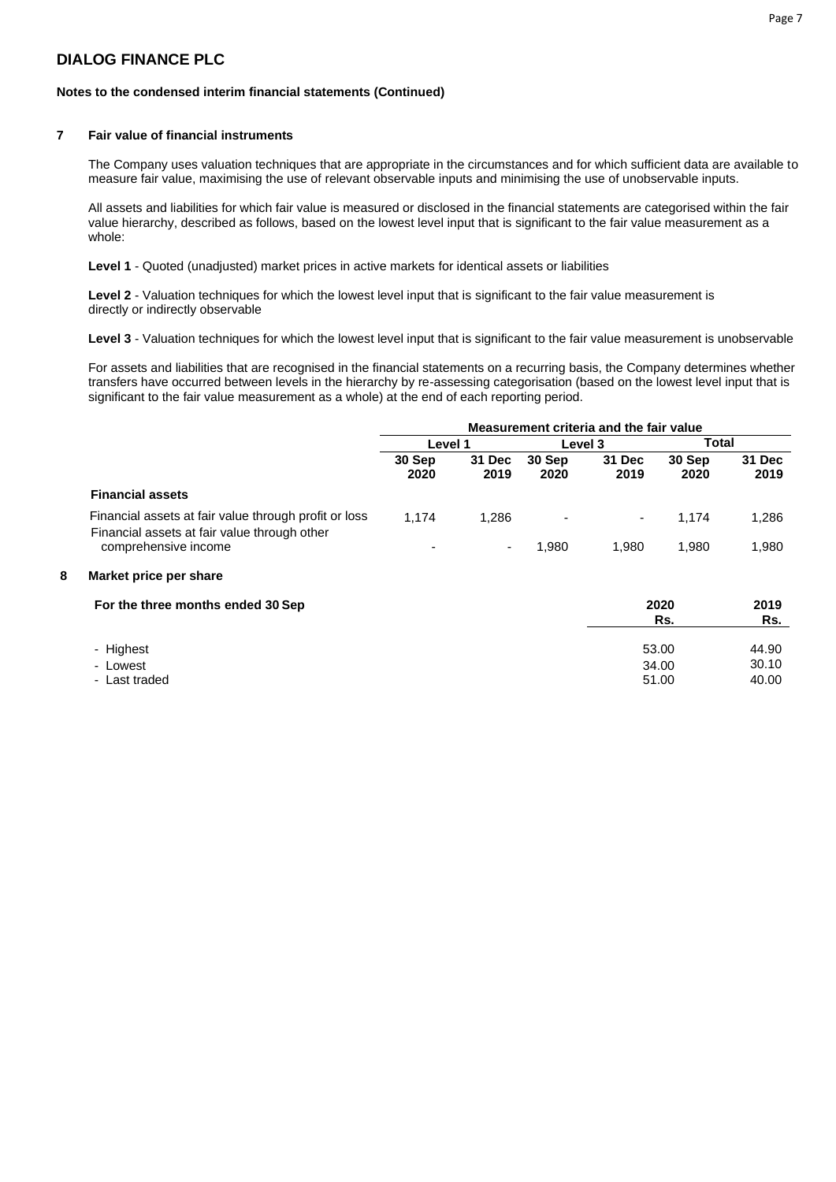# DIALOG FINANCE PLC

**Notes to the condensed interim financial statements (Continued)**

## 7 Fair value of financial instruments

The Company uses valuation techniques that are appropriate in the circumstances and for which sufficient data are available to measure fair value, maximising the use of relevant observable inputs and minimising the use of unobservable inputs.

All assets and liabilities for which fair value is measured or disclosed in the financial statements are categorised within the fair value hierarchy, described as follows, based on the lowest level input that is significant to the fair value measurement as a whole:

**Level 1** - Quoted (unadjusted) market prices in active markets for identical assets or liabilities

**Level 2** - Valuation techniques for which the lowest level input that is significant to the fair value measurement is directly or indirectly observable

**Level 3** - Valuation techniques for which the lowest level input that is significant to the fair value measurement is unobservable

For assets and liabilities that are recognised in the financial statements on a recurring basis, the Company determines whether transfers have occurred between levels in the hierarchy by re-assessing categorisation (based on the lowest level input that is significant to the fair value measurement as a whole) at the end of each reporting period.

| | Measurement criteria and the fair value | | | | | |
|---|---|---|---|---|---|---|
| | Level 1 | | Level 3 | | Total | |
| | 30 Sep 2020 | 31 Dec 2019 | 30 Sep 2020 | 31 Dec 2019 | 30 Sep 2020 | 31 Dec 2019 |
| **Financial assets** | | | | | | |
| Financial assets at fair value through profit or loss | 1,174 | 1,286 | - | - | 1,174 | 1,286 |
| Financial assets at fair value through other comprehensive income | - | - | 1,980 | 1,980 | 1,980 | 1,980 |

## 8 Market price per share

| For the three months ended 30 Sep | 2020 Rs. | 2019 Rs. |
|---|---|---|
| - Highest | 53.00 | 44.90 |
| - Lowest | 34.00 | 30.10 |
| - Last traded | 51.00 | 40.00 |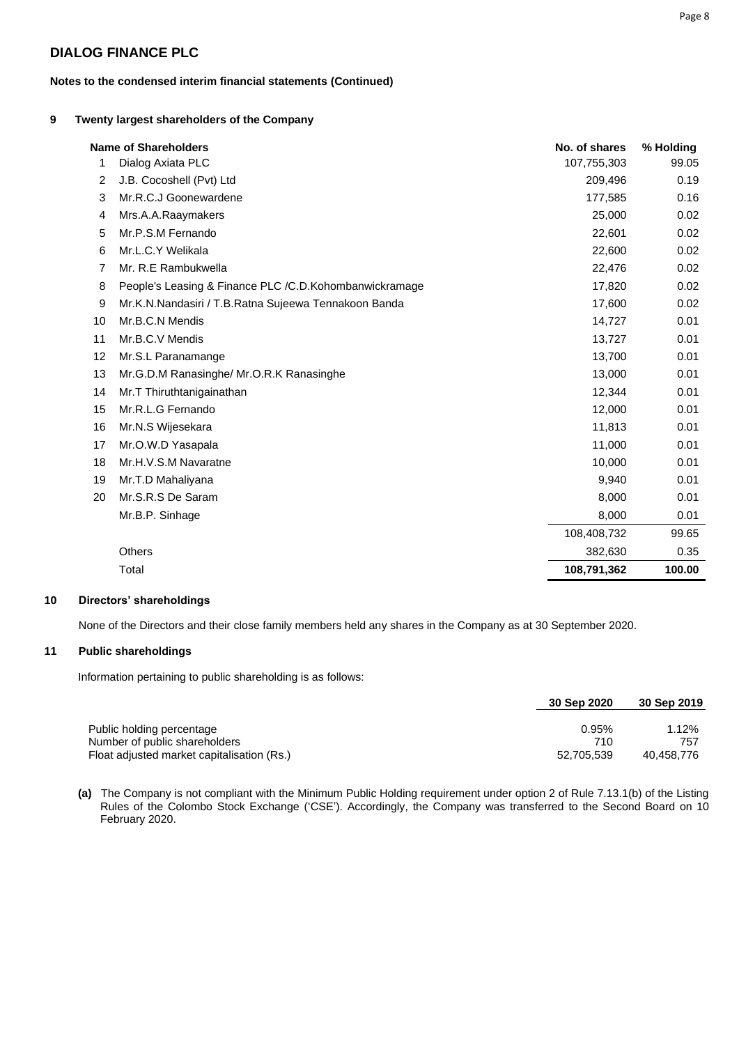## DIALOG FINANCE PLC

**Notes to the condensed interim financial statements (Continued)**

### 9 Twenty largest shareholders of the Company

| | Name of Shareholders | No. of shares | % Holding |
|---|---|---|---|
| 1 | Dialog Axiata PLC | 107,755,303 | 99.05 |
| 2 | J.B. Cocoshell (Pvt) Ltd | 209,496 | 0.19 |
| 3 | Mr.R.C.J Goonewardene | 177,585 | 0.16 |
| 4 | Mrs.A.A.Raaymakers | 25,000 | 0.02 |
| 5 | Mr.P.S.M Fernando | 22,601 | 0.02 |
| 6 | Mr.L.C.Y Welikala | 22,600 | 0.02 |
| 7 | Mr. R.E Rambukwella | 22,476 | 0.02 |
| 8 | People's Leasing & Finance PLC /C.D.Kohombanwickramage | 17,820 | 0.02 |
| 9 | Mr.K.N.Nandasiri / T.B.Ratna Sujeewa Tennakoon Banda | 17,600 | 0.02 |
| 10 | Mr.B.C.N Mendis | 14,727 | 0.01 |
| 11 | Mr.B.C.V Mendis | 13,727 | 0.01 |
| 12 | Mr.S.L Paranamange | 13,700 | 0.01 |
| 13 | Mr.G.D.M Ranasinghe/ Mr.O.R.K Ranasinghe | 13,000 | 0.01 |
| 14 | Mr.T Thiruthtanigainathan | 12,344 | 0.01 |
| 15 | Mr.R.L.G Fernando | 12,000 | 0.01 |
| 16 | Mr.N.S Wijesekara | 11,813 | 0.01 |
| 17 | Mr.O.W.D Yasapala | 11,000 | 0.01 |
| 18 | Mr.H.V.S.M Navaratne | 10,000 | 0.01 |
| 19 | Mr.T.D Mahaliyana | 9,940 | 0.01 |
| 20 | Mr.S.R.S De Saram | 8,000 | 0.01 |
| | Mr.B.P. Sinhage | 8,000 | 0.01 |
| | | 108,408,732 | 99.65 |
| | Others | 382,630 | 0.35 |
| | Total | **108,791,362** | **100.00** |

### 10 Directors' shareholdings

None of the Directors and their close family members held any shares in the Company as at 30 September 2020.

### 11 Public shareholdings

Information pertaining to public shareholding is as follows:

| | 30 Sep 2020 | 30 Sep 2019 |
|---|---|---|
| Public holding percentage | 0.95% | 1.12% |
| Number of public shareholders | 710 | 757 |
| Float adjusted market capitalisation (Rs.) | 52,705,539 | 40,458,776 |

**(a)** The Company is not compliant with the Minimum Public Holding requirement under option 2 of Rule 7.13.1(b) of the Listing Rules of the Colombo Stock Exchange ('CSE'). Accordingly, the Company was transferred to the Second Board on 10 February 2020.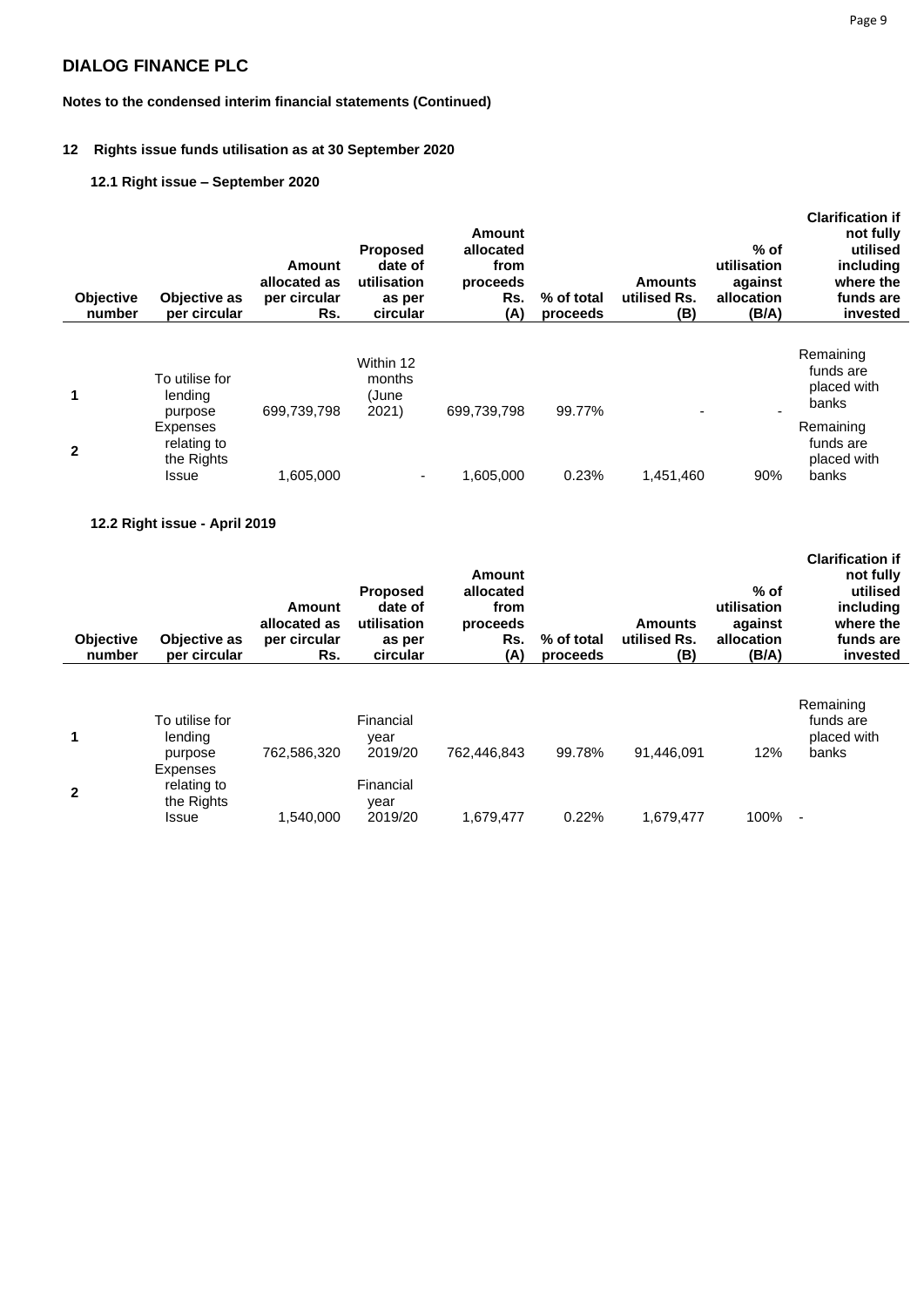## DIALOG FINANCE PLC

**Notes to the condensed interim financial statements (Continued)**

### 12 Rights issue funds utilisation as at 30 September 2020

#### 12.1 Right issue – September 2020

| Objective number | Objective as per circular | Amount allocated as per circular Rs. | Proposed date of utilisation as per circular | Amount allocated from proceeds Rs. (A) | % of total proceeds | Amounts utilised Rs. (B) | % of utilisation against allocation (B/A) | Clarification if not fully utilised including where the funds are invested |
|---|---|---|---|---|---|---|---|---|
| 1 | To utilise for lending purpose | 699,739,798 | Within 12 months (June 2021) | 699,739,798 | 99.77% | - | - | Remaining funds are placed with banks |
| 2 | Expenses relating to the Rights Issue | 1,605,000 | - | 1,605,000 | 0.23% | 1,451,460 | 90% | Remaining funds are placed with banks |

#### 12.2 Right issue - April 2019

| Objective number | Objective as per circular | Amount allocated as per circular Rs. | Proposed date of utilisation as per circular | Amount allocated from proceeds Rs. (A) | % of total proceeds | Amounts utilised Rs. (B) | % of utilisation against allocation (B/A) | Clarification if not fully utilised including where the funds are invested |
|---|---|---|---|---|---|---|---|---|
| 1 | To utilise for lending purpose | 762,586,320 | Financial year 2019/20 | 762,446,843 | 99.78% | 91,446,091 | 12% | Remaining funds are placed with banks |
| 2 | Expenses relating to the Rights Issue | 1,540,000 | Financial year 2019/20 | 1,679,477 | 0.22% | 1,679,477 | 100% | - |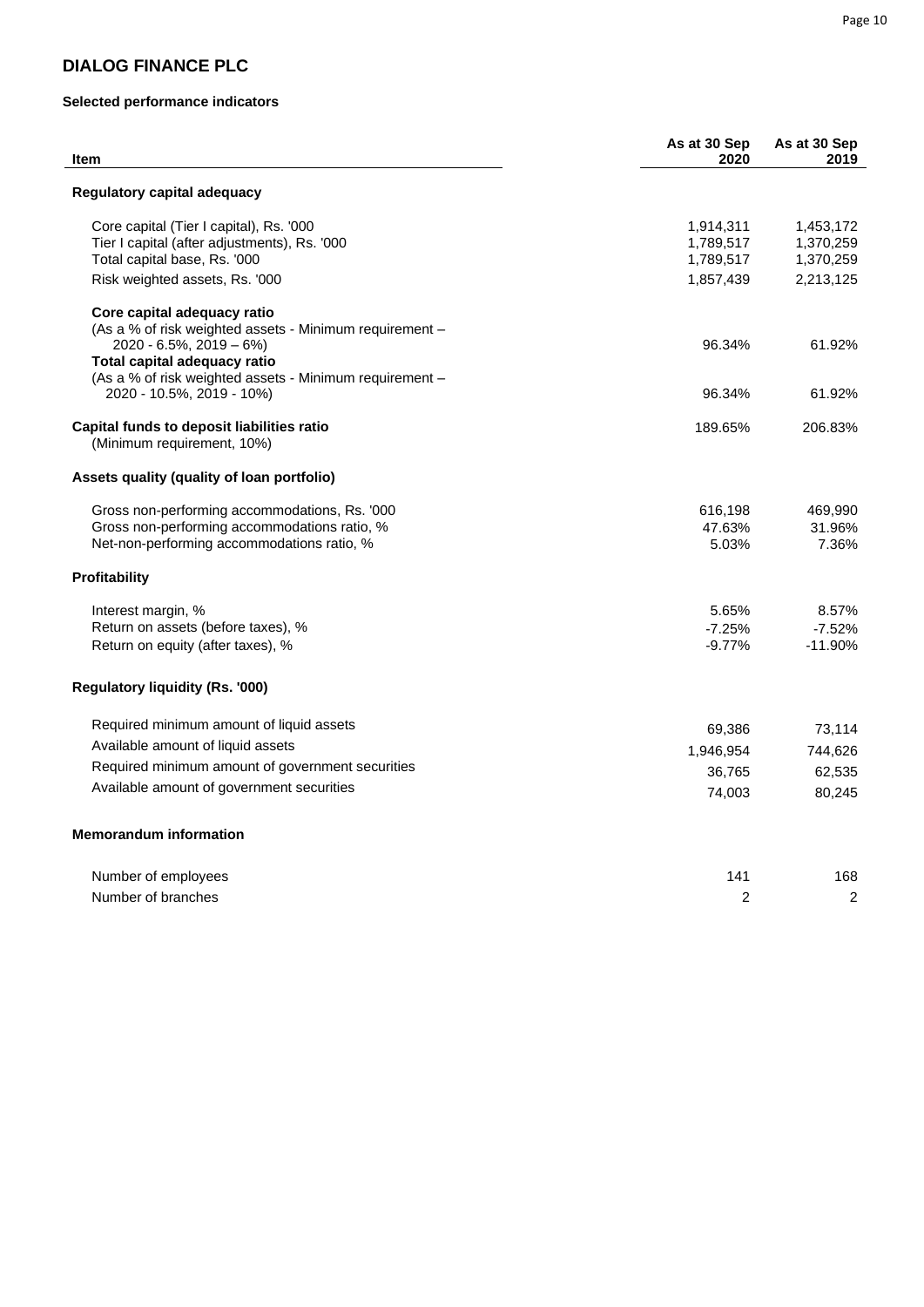# DIALOG FINANCE PLC

### Selected performance indicators

| Item | As at 30 Sep 2020 | As at 30 Sep 2019 |
|---|---|---|
| **Regulatory capital adequacy** | | |
| Core capital (Tier I capital), Rs. '000 | 1,914,311 | 1,453,172 |
| Tier I capital (after adjustments), Rs. '000 | 1,789,517 | 1,370,259 |
| Total capital base, Rs. '000 | 1,789,517 | 1,370,259 |
| Risk weighted assets, Rs. '000 | 1,857,439 | 2,213,125 |
| **Core capital adequacy ratio** (As a % of risk weighted assets - Minimum requirement – 2020 - 6.5%, 2019 – 6%) | 96.34% | 61.92% |
| **Total capital adequacy ratio** (As a % of risk weighted assets - Minimum requirement – 2020 - 10.5%, 2019 - 10%) | 96.34% | 61.92% |
| **Capital funds to deposit liabilities ratio** (Minimum requirement, 10%) | 189.65% | 206.83% |
| **Assets quality (quality of loan portfolio)** | | |
| Gross non-performing accommodations, Rs. '000 | 616,198 | 469,990 |
| Gross non-performing accommodations ratio, % | 47.63% | 31.96% |
| Net-non-performing accommodations ratio, % | 5.03% | 7.36% |
| **Profitability** | | |
| Interest margin, % | 5.65% | 8.57% |
| Return on assets (before taxes), % | -7.25% | -7.52% |
| Return on equity (after taxes), % | -9.77% | -11.90% |
| **Regulatory liquidity (Rs. '000)** | | |
| Required minimum amount of liquid assets | 69,386 | 73,114 |
| Available amount of liquid assets | 1,946,954 | 744,626 |
| Required minimum amount of government securities | 36,765 | 62,535 |
| Available amount of government securities | 74,003 | 80,245 |
| **Memorandum information** | | |
| Number of employees | 141 | 168 |
| Number of branches | 2 | 2 |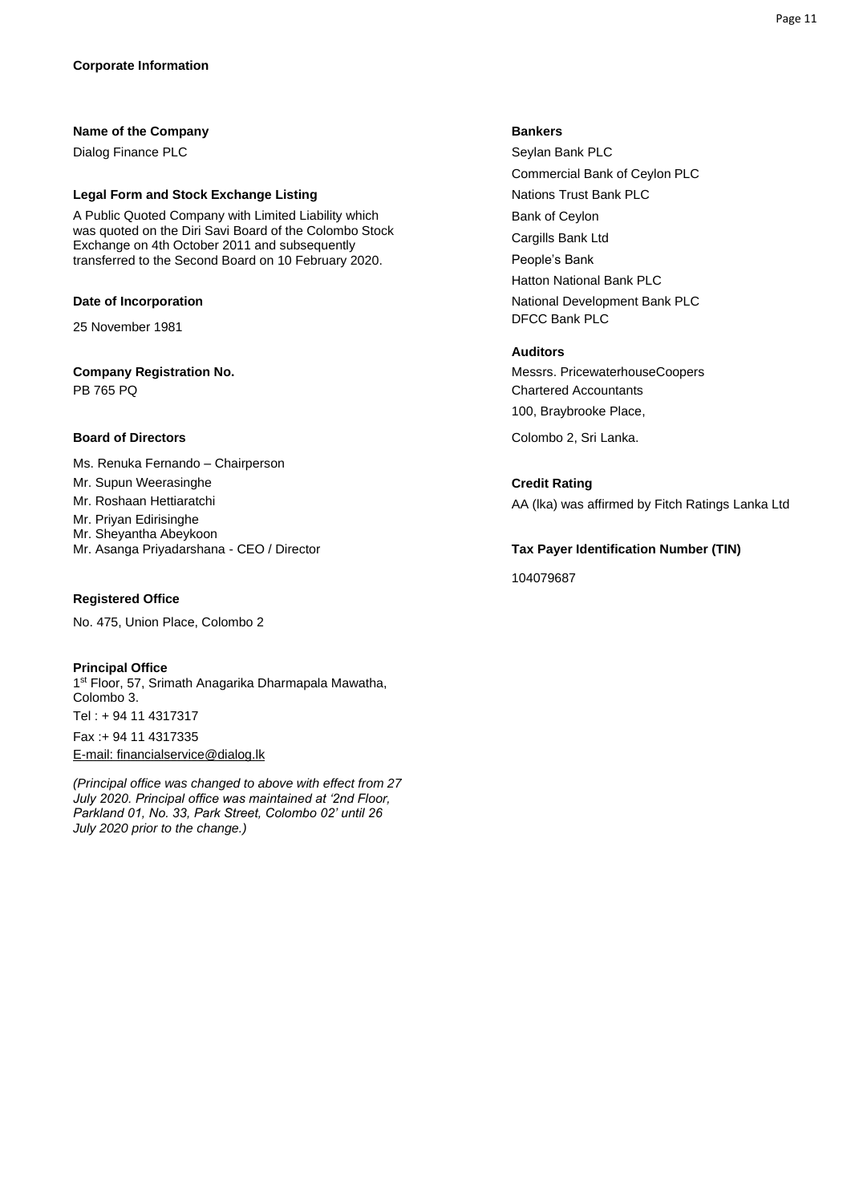## Corporate Information

**Name of the Company**

Dialog Finance PLC

**Legal Form and Stock Exchange Listing**

A Public Quoted Company with Limited Liability which was quoted on the Diri Savi Board of the Colombo Stock Exchange on 4th October 2011 and subsequently transferred to the Second Board on 10 February 2020.

**Date of Incorporation**

25 November 1981

**Company Registration No.**

PB 765 PQ

**Board of Directors**

Ms. Renuka Fernando – Chairperson
Mr. Supun Weerasinghe
Mr. Roshaan Hettiaratchi
Mr. Priyan Edirisinghe
Mr. Sheyantha Abeykoon
Mr. Asanga Priyadarshana - CEO / Director

**Registered Office**

No. 475, Union Place, Colombo 2

**Principal Office**

1st Floor, 57, Srimath Anagarika Dharmapala Mawatha, Colombo 3.

Tel : + 94 11 4317317

Fax :+ 94 11 4317335

E-mail: financialservice@dialog.lk

*(Principal office was changed to above with effect from 27 July 2020. Principal office was maintained at '2nd Floor, Parkland 01, No. 33, Park Street, Colombo 02' until 26 July 2020 prior to the change.)*

**Bankers**

Seylan Bank PLC
Commercial Bank of Ceylon PLC
Nations Trust Bank PLC
Bank of Ceylon
Cargills Bank Ltd
People's Bank
Hatton National Bank PLC
National Development Bank PLC
DFCC Bank PLC

**Auditors**

Messrs. PricewaterhouseCoopers
Chartered Accountants
100, Braybrooke Place,
Colombo 2, Sri Lanka.

**Credit Rating**

AA (lka) was affirmed by Fitch Ratings Lanka Ltd

**Tax Payer Identification Number (TIN)**

104079687